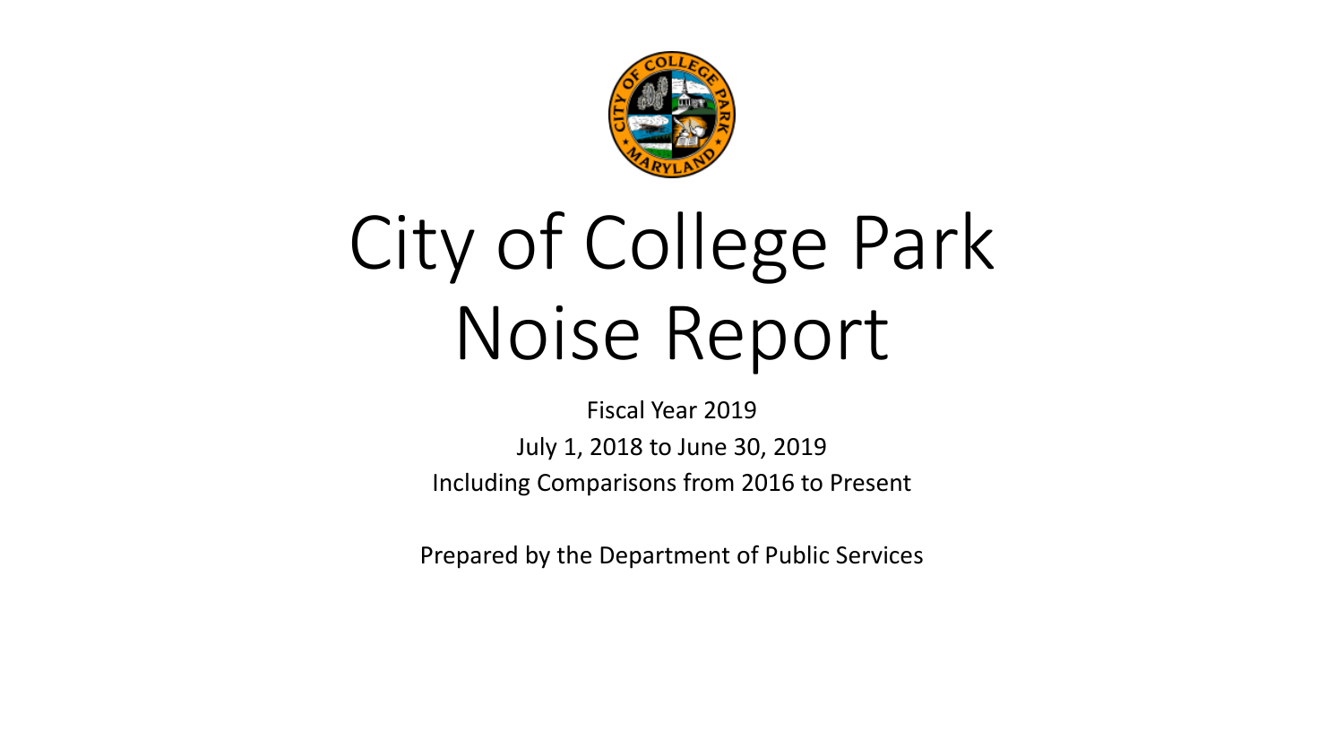# City of College Park Noise Report

Fiscal Year 2019

July 1, 2018 to June 30, 2019

Including Comparisons from 2016 to Present

Prepared by the Department of Public Services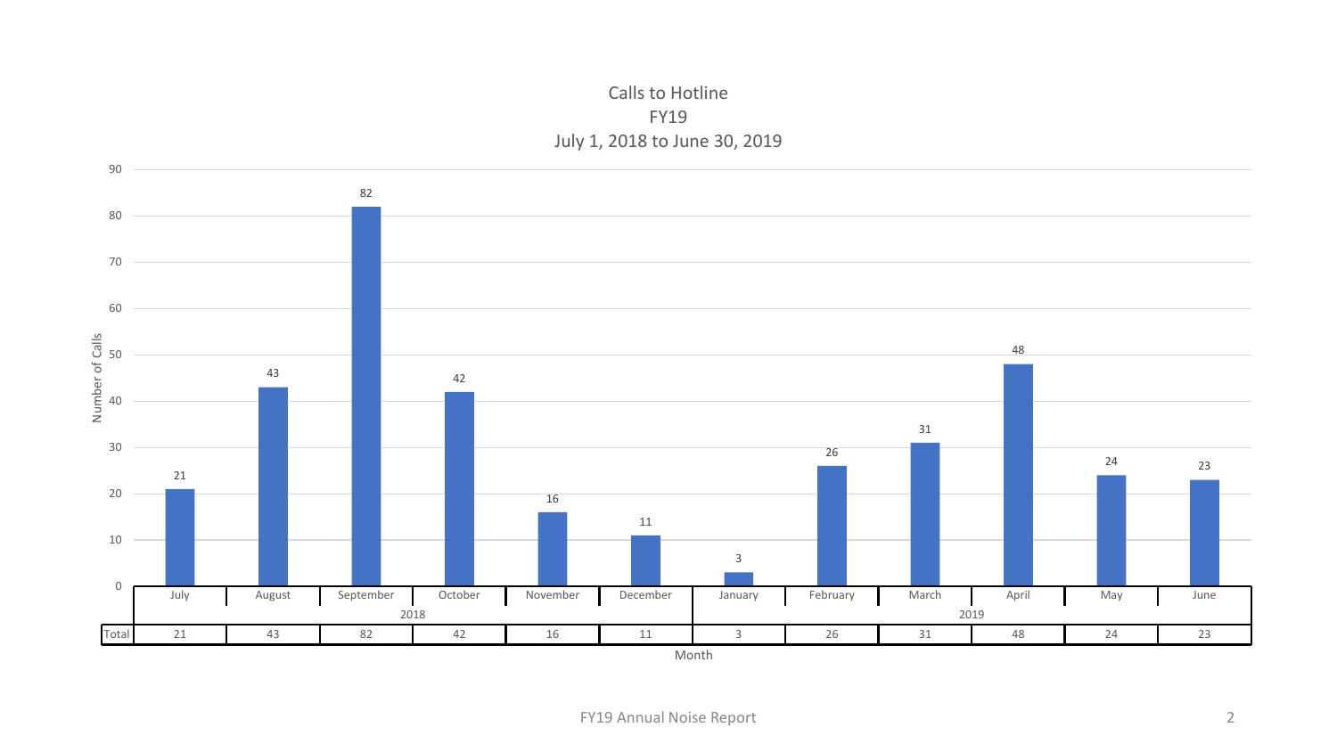Calls to Hotline
FY19
July 1, 2018 to June 30, 2019

Number of Calls

90
80
70
60
50
40
30
20
10
0

82
43
42
21
16
11
3
26
31
48
24
23

July August September October November December January February March April May June

2018
2019

Total 21 43 82 42 16 11 3 26 31 48 24 23

Month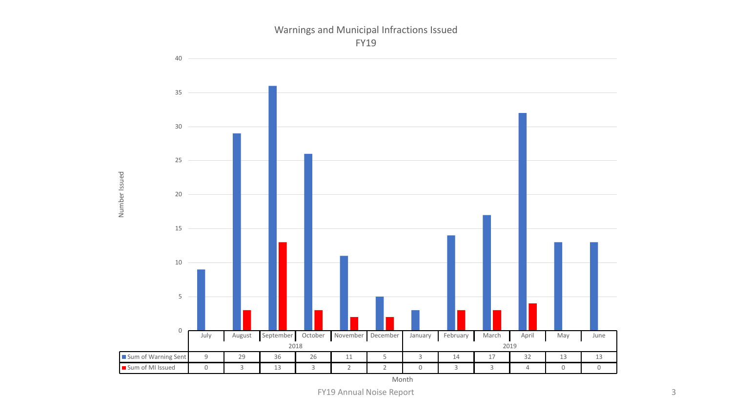Warnings and Municipal Infractions Issued
FY19

Number Issued

40
35
30
25
20
15
10
5
0

July August September October November December January February March April May June

2018 2019

Sum of Warning Sent 9 29 36 26 11 5 3 14 17 32 13 13

Sum of MI Issued 0 3 13 3 2 2 0 3 3 4 0 0

Month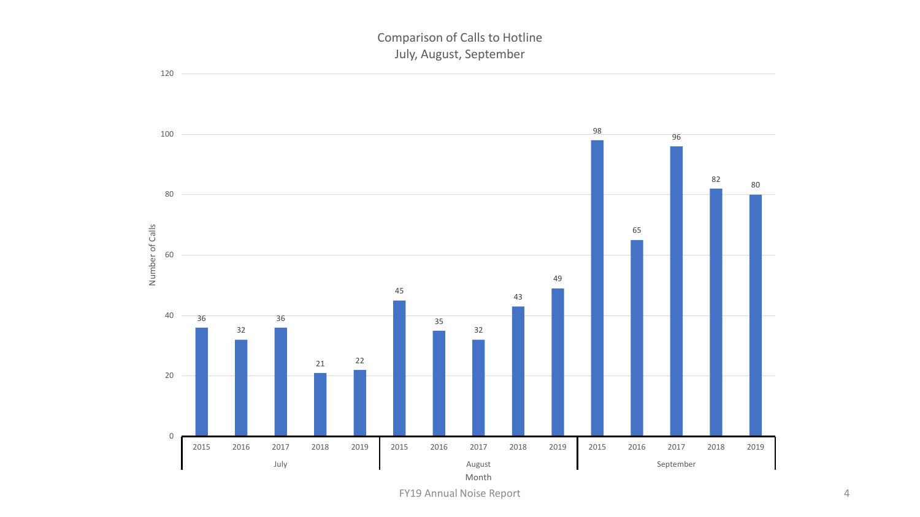Comparison of Calls to Hotline
July, August, September

Number of Calls

120
100
80
60
40
20
0

36
32
36
21
22
45
35
32
43
49
98
65
96
82
80

2015
2016
2017
2018
2019
2015
2016
2017
2018
2019
2015
2016
2017
2018
2019

July
August
September

Month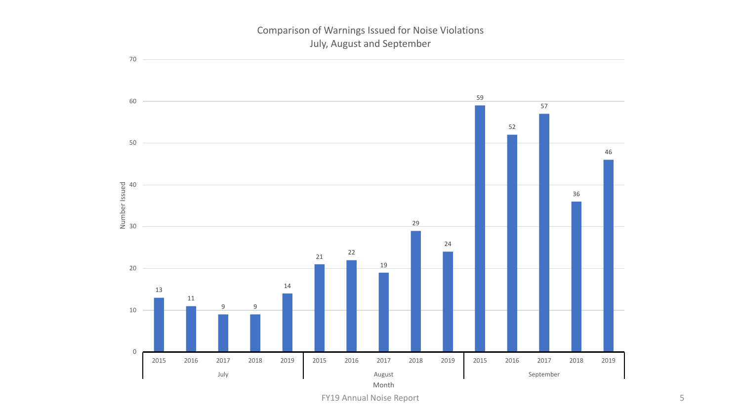Comparison of Warnings Issued for Noise Violations
July, August and September

Number Issued

70
60
50
40
30
20
10
0

13
11
9
9
14
21
22
19
29
24
59
52
57
36
46

2015
2016
2017
2018
2019
2015
2016
2017
2018
2019
2015
2016
2017
2018
2019

July
August
September

Month

FY19 Annual Noise Report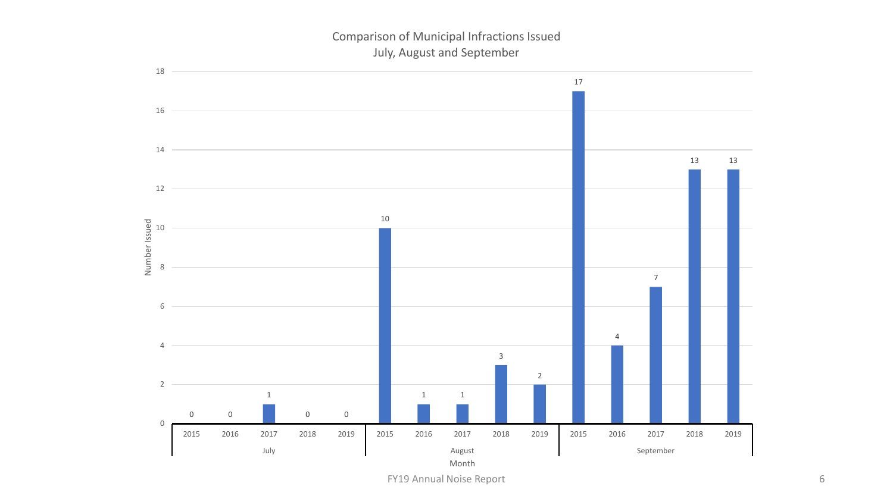## Comparison of Municipal Infractions Issued
## July, August and September

| Month | Year | Number Issued |
| --- | --- | --- |
| July | 2015 | 0 |
| July | 2016 | 0 |
| July | 2017 | 1 |
| July | 2018 | 0 |
| July | 2019 | 0 |
| August | 2015 | 10 |
| August | 2016 | 1 |
| August | 2017 | 1 |
| August | 2018 | 3 |
| August | 2019 | 2 |
| September | 2015 | 17 |
| September | 2016 | 4 |
| September | 2017 | 7 |
| September | 2018 | 13 |
| September | 2019 | 13 |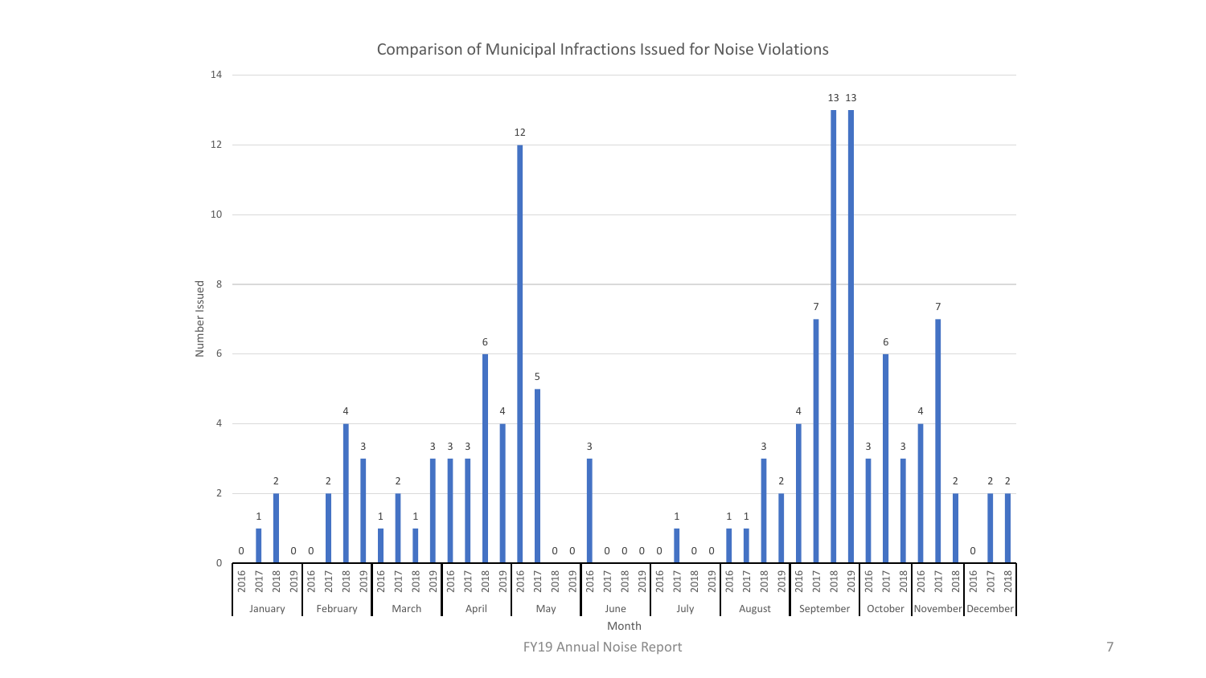Comparison of Municipal Infractions Issued for Noise Violations

Number Issued

14
12
10
8
6
4
2
0

0 1 2 0 0 2 4 3 1 2 1 3 3 3 6 4 12 5 0 0 3 0 0 0 0 1 0 0 1 1 3 2 4 7 13 13 3 6 3 4 7 2 0 2 2

2016 2017 2018 2019 2016 2017 2018 2019 2016 2017 2018 2019 2016 2017 2018 2019 2016 2017 2018 2019 2016 2017 2018 2019 2016 2017 2018 2019 2016 2017 2018 2019 2016 2017 2018 2019 2016 2017 2018 2016 2017 2018 2016 2017 2018

January February March April May June July August September October November December

Month

FY19 Annual Noise Report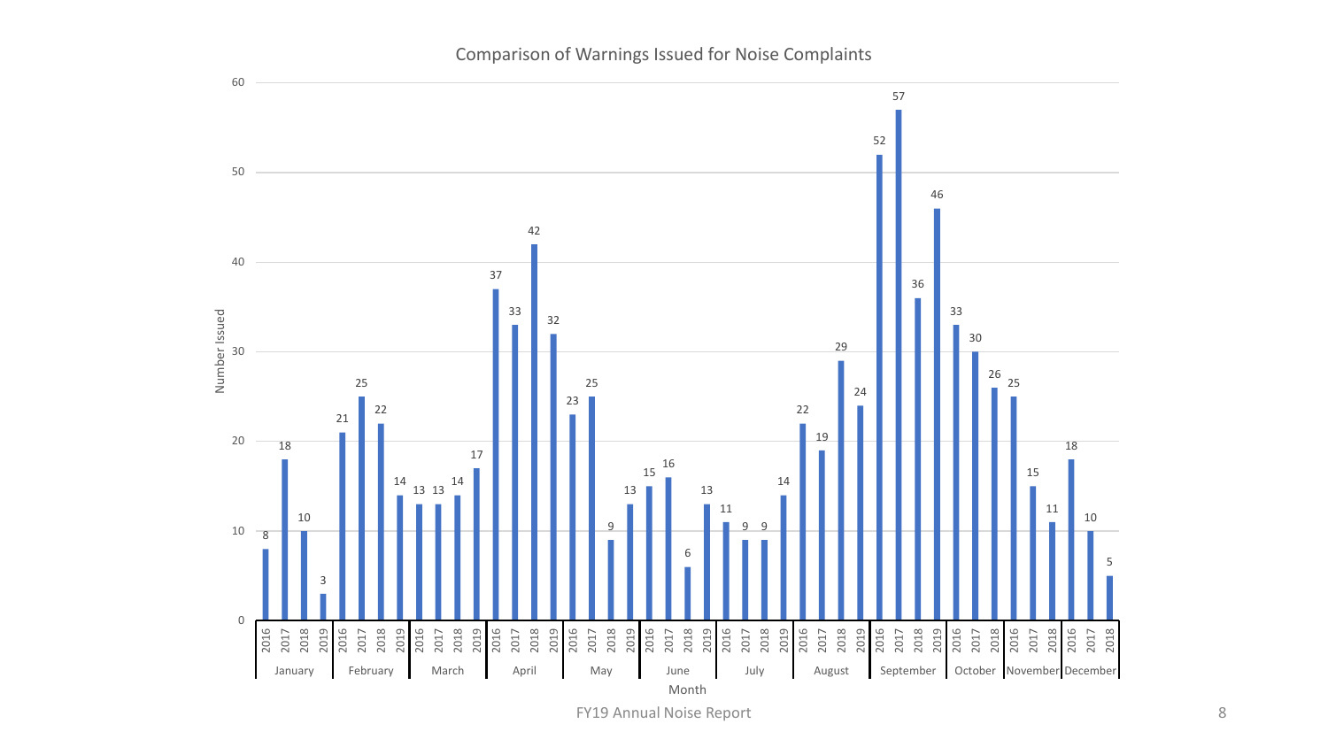Comparison of Warnings Issued for Noise Complaints

Number Issued

0
10
20
30
40
50
60

8 18 10 3 21 25 22 14 13 13 14 17 37 33 42 32 23 25 9 13 15 16 6 13 11 9 9 14 22 19 29 24 52 57 36 46 33 30 26 25 15 11 18 10 5

2016 2017 2018 2019 2016 2017 2018 2019 2016 2017 2018 2019 2016 2017 2018 2019 2016 2017 2018 2019 2016 2017 2018 2019 2016 2017 2018 2019 2016 2017 2018 2019 2016 2017 2018 2019 2016 2017 2018 2016 2017 2018 2016 2017 2018

January February March April May June July August September October November December

Month

FY19 Annual Noise Report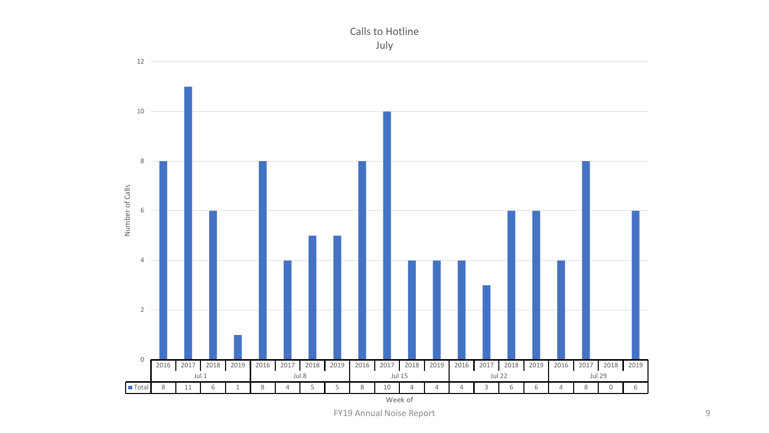Calls to Hotline

July

Number of Calls

12

10

8

6

4

2

0

2016 2017 2018 2019 2016 2017 2018 2019 2016 2017 2018 2019 2016 2017 2018 2019 2016 2017 2018 2019

Jul 1 Jul 8 Jul 15 Jul 22 Jul 29

Total 8 11 6 1 8 4 5 5 8 10 4 4 4 3 6 6 4 8 0 6

Week of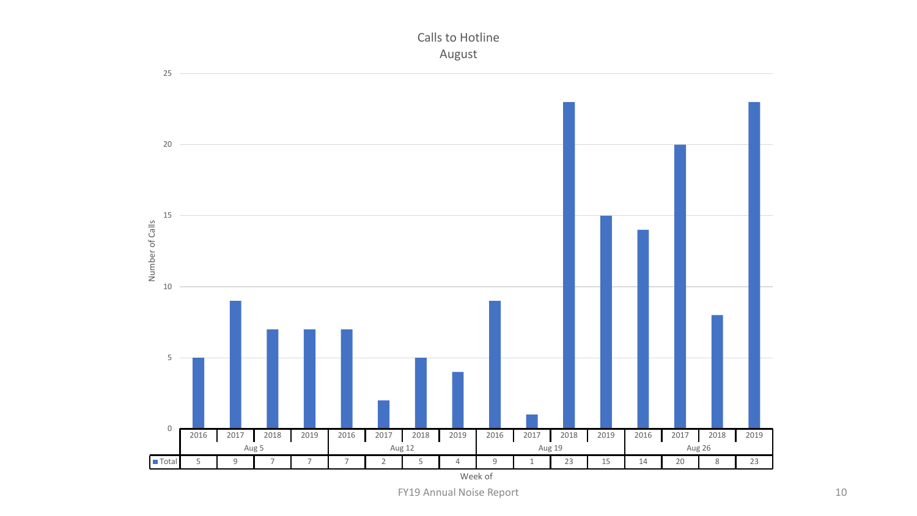Calls to Hotline
August

Number of Calls

25
20
15
10
5
0

2016 2017 2018 2019 2016 2017 2018 2019 2016 2017 2018 2019 2016 2017 2018 2019

Aug 5 Aug 12 Aug 19 Aug 26

Total 5 9 7 7 7 2 5 4 9 1 23 15 14 20 8 23

Week of

FY19 Annual Noise Report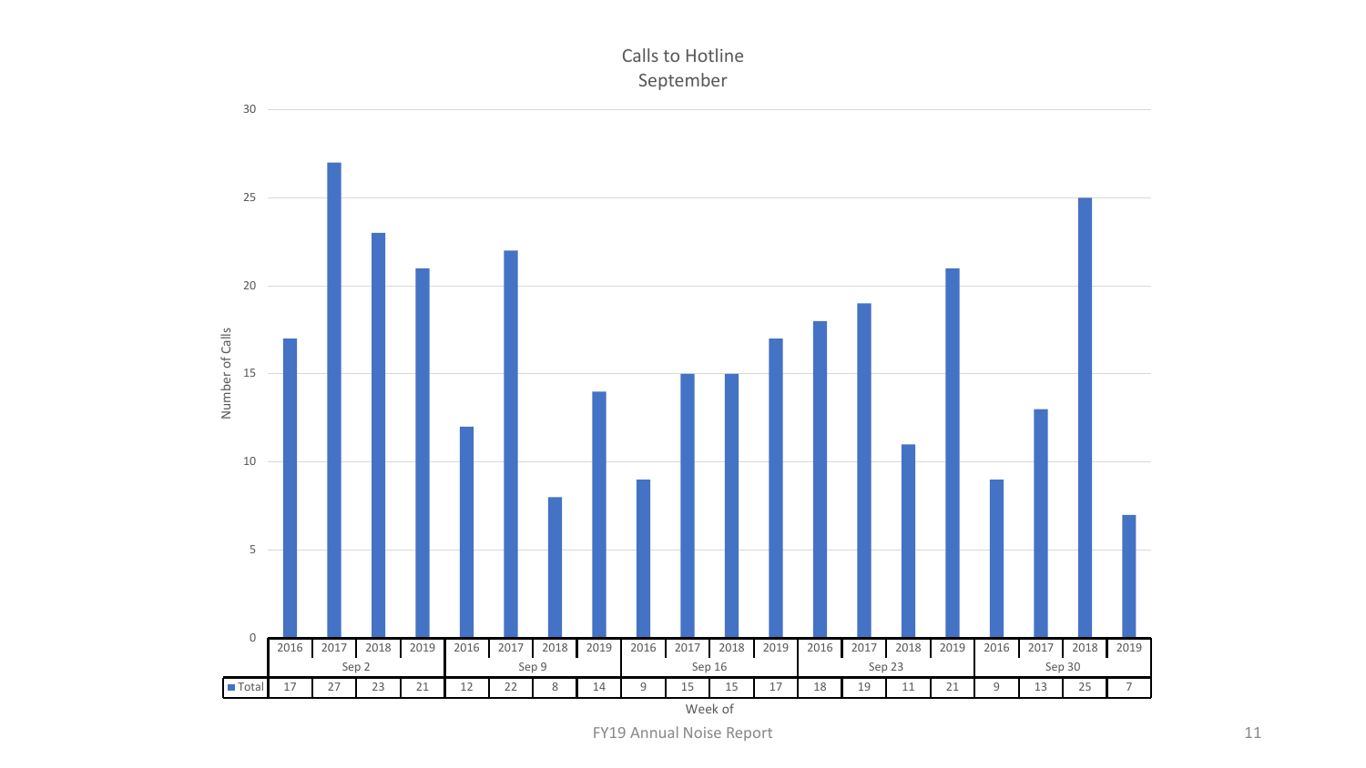Calls to Hotline
September

Number of Calls

0
5
10
15
20
25
30

2016 2017 2018 2019 2016 2017 2018 2019 2016 2017 2018 2019 2016 2017 2018 2019 2016 2017 2018 2019

Sep 2 Sep 9 Sep 16 Sep 23 Sep 30

Total 17 27 23 21 12 22 8 14 9 15 15 17 18 19 11 21 9 13 25 7

Week of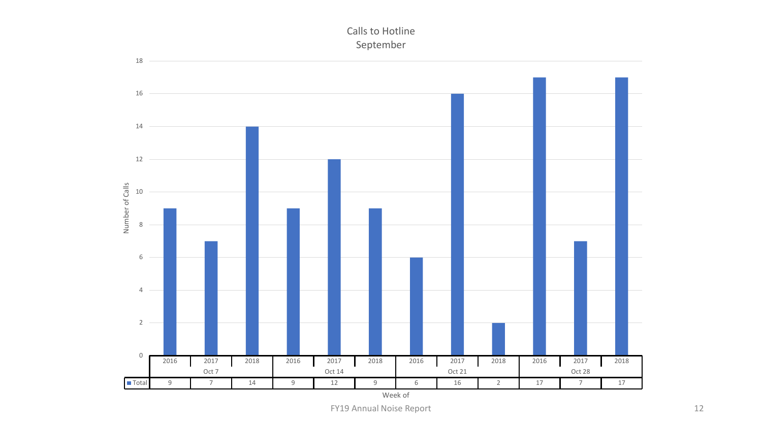Calls to Hotline
September

Number of Calls

18
16
14
12
10
8
6
4
2
0

2016 2017 2018 2016 2017 2018 2016 2017 2018 2016 2017 2018

Oct 7 Oct 14 Oct 21 Oct 28

Total 9 7 14 9 12 9 6 16 2 17 7 17

Week of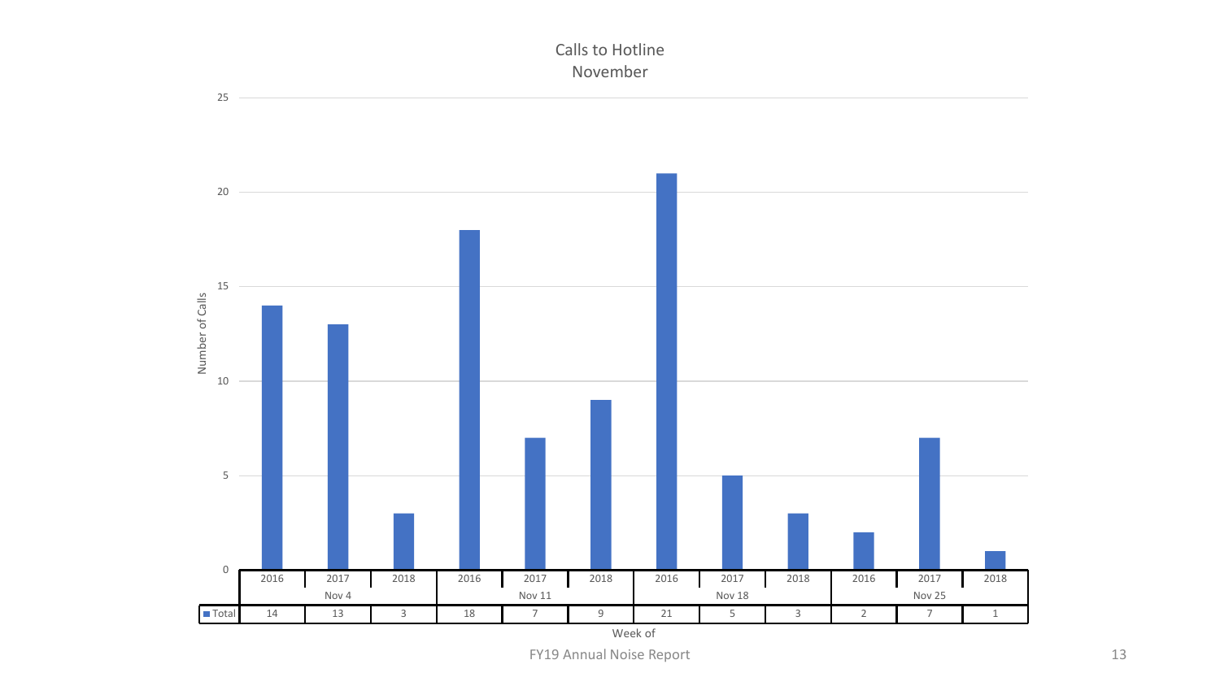Calls to Hotline
November

25
20
15
10
5
0

Number of Calls

2016 2017 2018 2016 2017 2018 2016 2017 2018 2016 2017 2018
Nov 4 Nov 11 Nov 18 Nov 25

Total 14 13 3 18 7 9 21 5 3 2 7 1

Week of

FY19 Annual Noise Report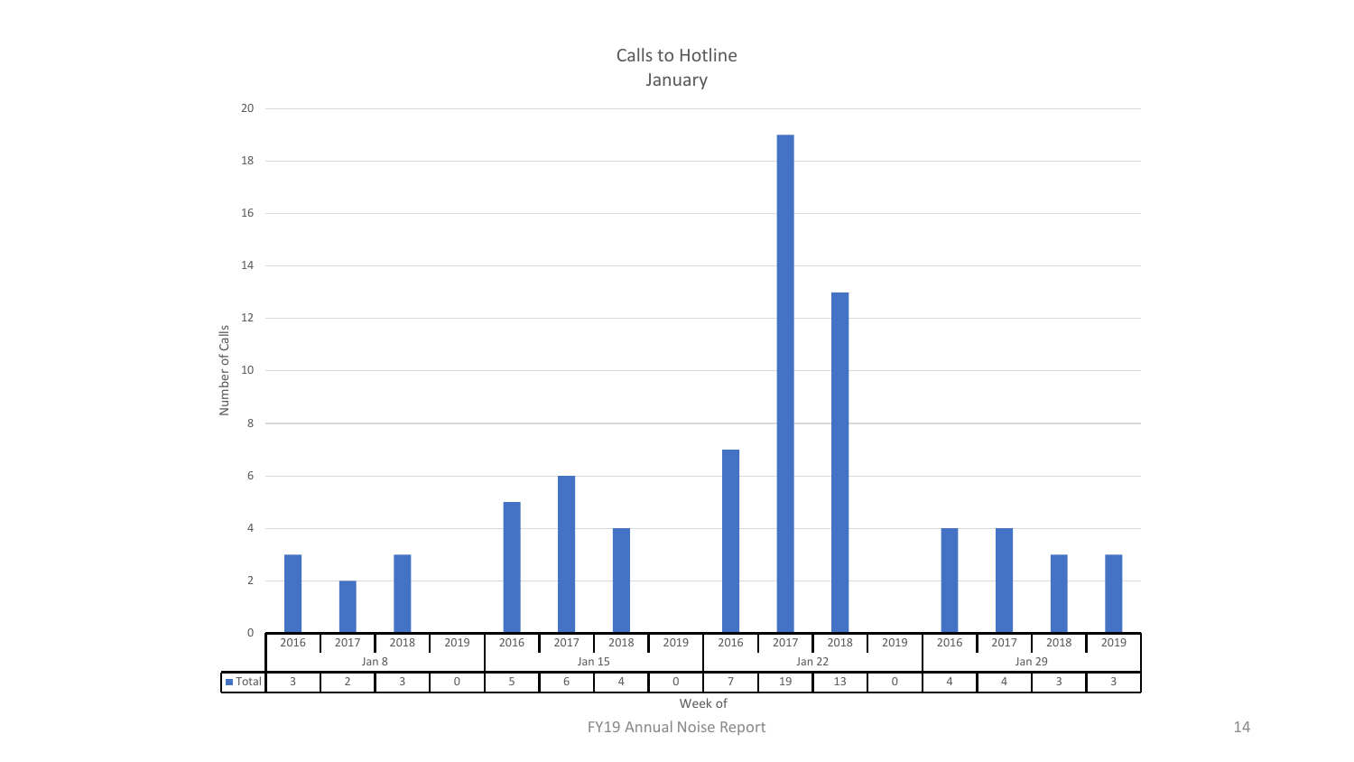Calls to Hotline
January

Number of Calls

20
18
16
14
12
10
8
6
4
2
0

2016 2017 2018 2019 2016 2017 2018 2019 2016 2017 2018 2019 2016 2017 2018 2019

Jan 8 Jan 15 Jan 22 Jan 29

Total 3 2 3 0 5 6 4 0 7 19 13 0 4 4 3 3

Week of

FY19 Annual Noise Report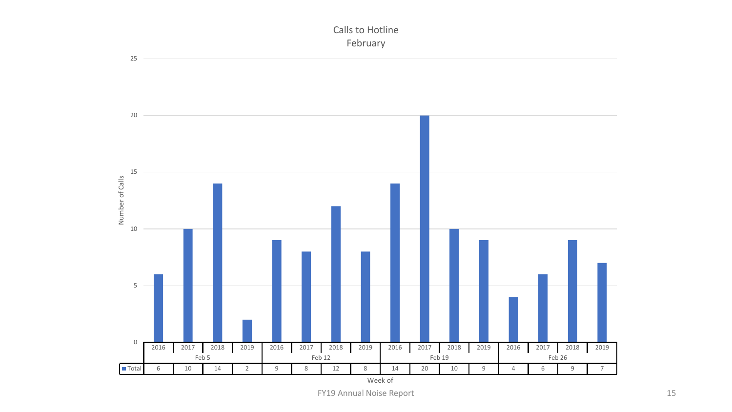Calls to Hotline
February

Number of Calls

25
20
15
10
5
0

2016 2017 2018 2019 2016 2017 2018 2019 2016 2017 2018 2019 2016 2017 2018 2019

Feb 5 Feb 12 Feb 19 Feb 26

Total 6 10 14 2 9 8 12 8 14 20 10 9 4 6 9 7

Week of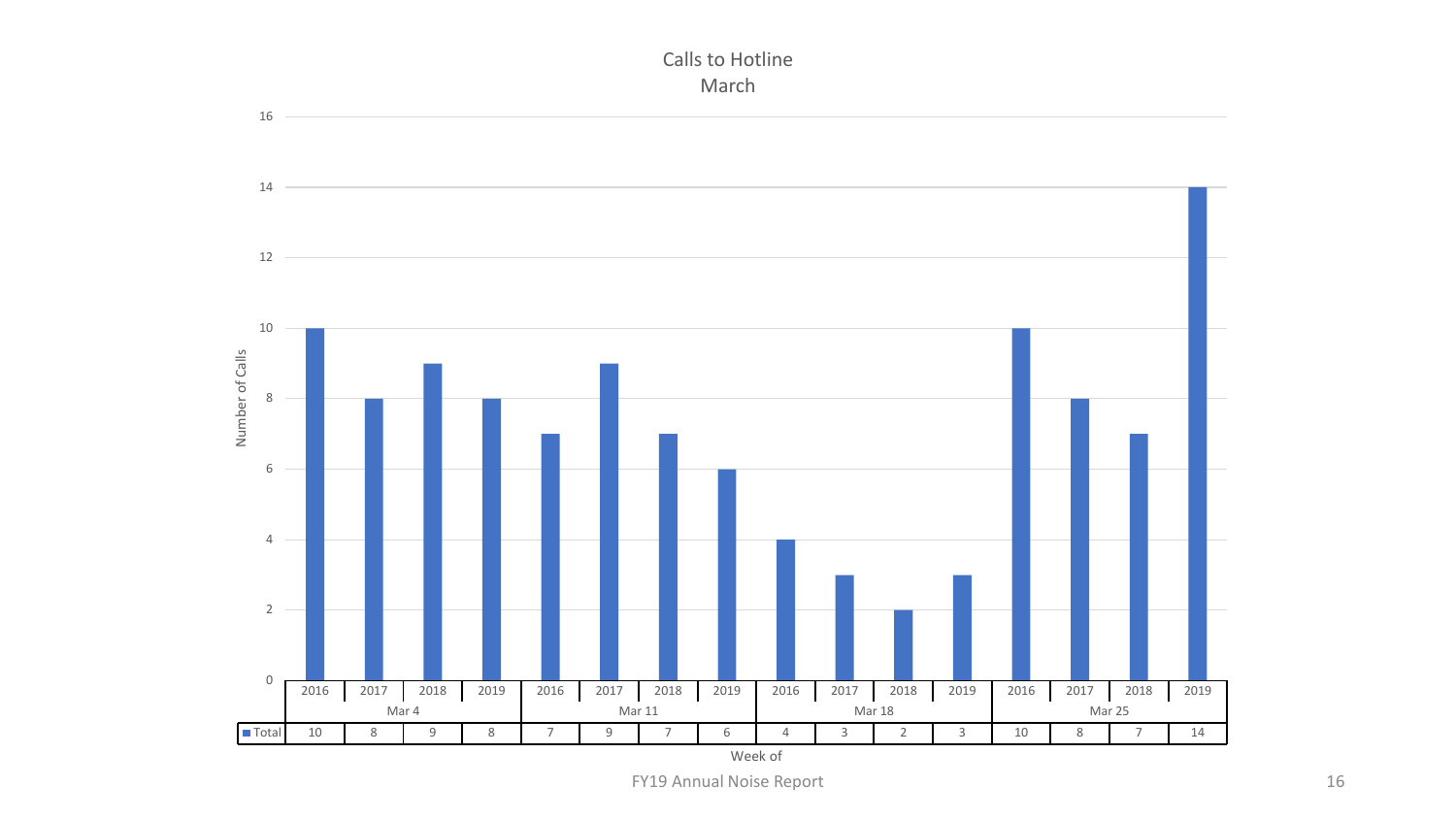Calls to Hotline
March

16
14
12
10
8
6
4
2
0

Number of Calls

2016 2017 2018 2019 2016 2017 2018 2019 2016 2017 2018 2019 2016 2017 2018 2019

Mar 4 Mar 11 Mar 18 Mar 25

Total 10 8 9 8 7 9 7 6 4 3 2 3 10 8 7 14

Week of

FY19 Annual Noise Report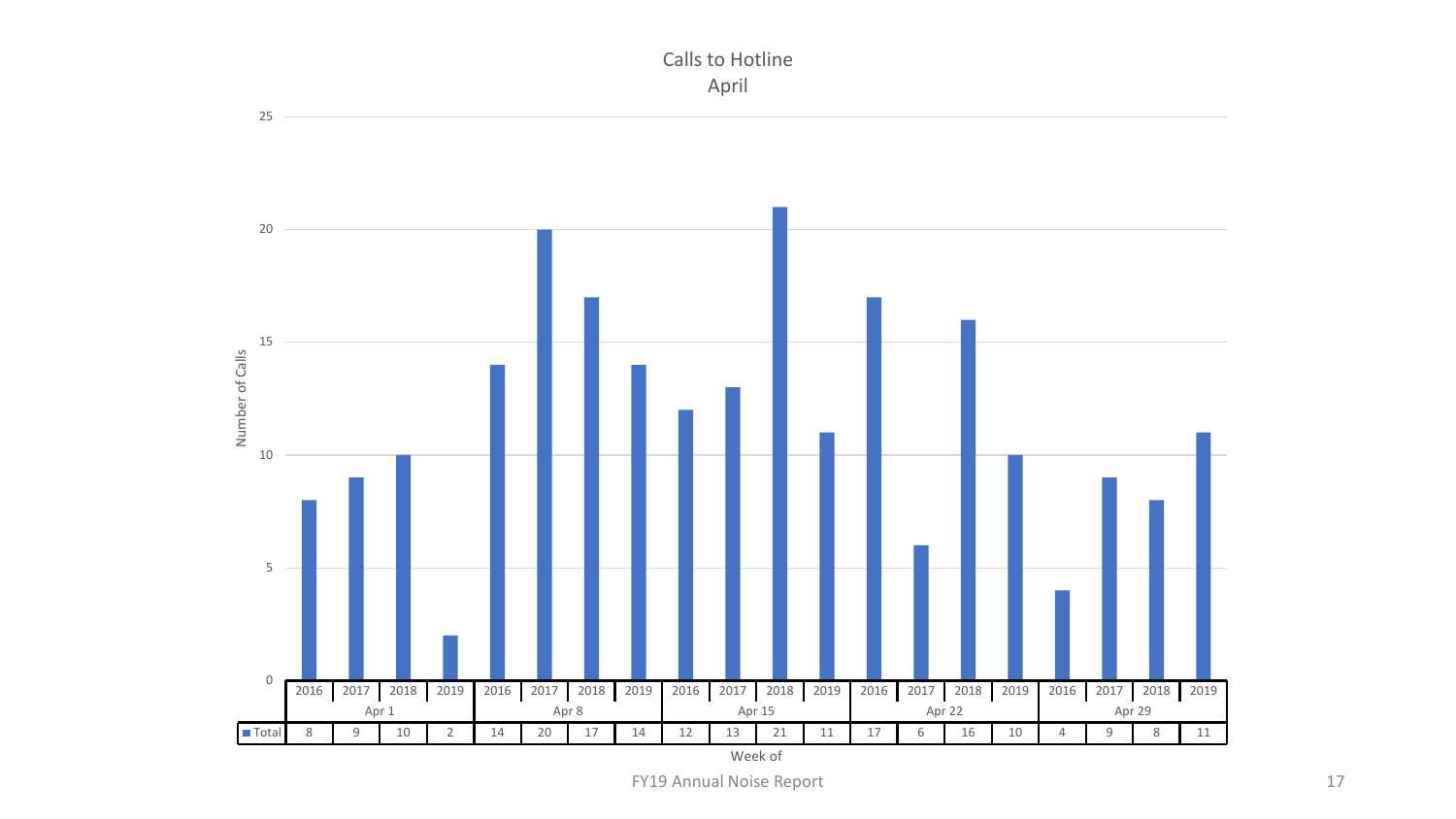Calls to Hotline
April

Number of Calls

25
20
15
10
5
0

2016 2017 2018 2019 2016 2017 2018 2019 2016 2017 2018 2019 2016 2017 2018 2019 2016 2017 2018 2019

Apr 1 Apr 8 Apr 15 Apr 22 Apr 29

Total 8 9 10 2 14 20 17 14 12 13 21 11 17 6 16 10 4 9 8 11

Week of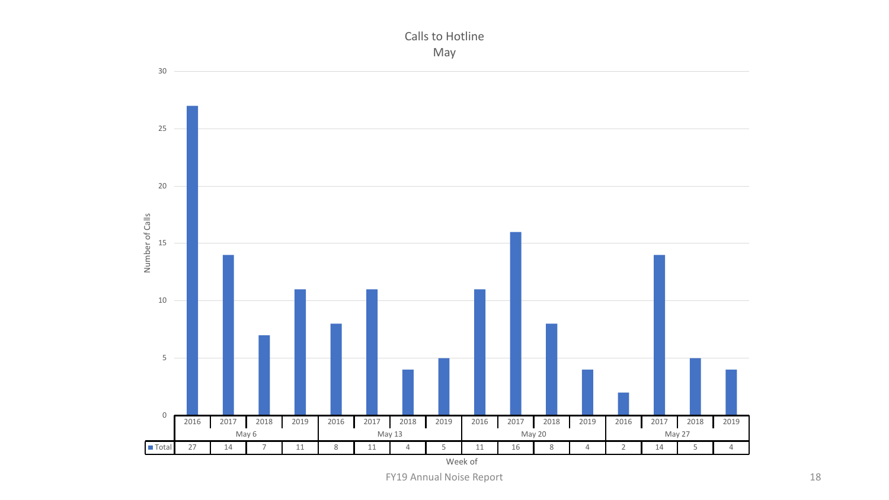Calls to Hotline
May

Number of Calls

30
25
20
15
10
5
0

2016 2017 2018 2019 2016 2017 2018 2019 2016 2017 2018 2019 2016 2017 2018 2019

May 6 May 13 May 20 May 27

Total 27 14 7 11 8 11 4 5 11 16 8 4 2 14 5 4

Week of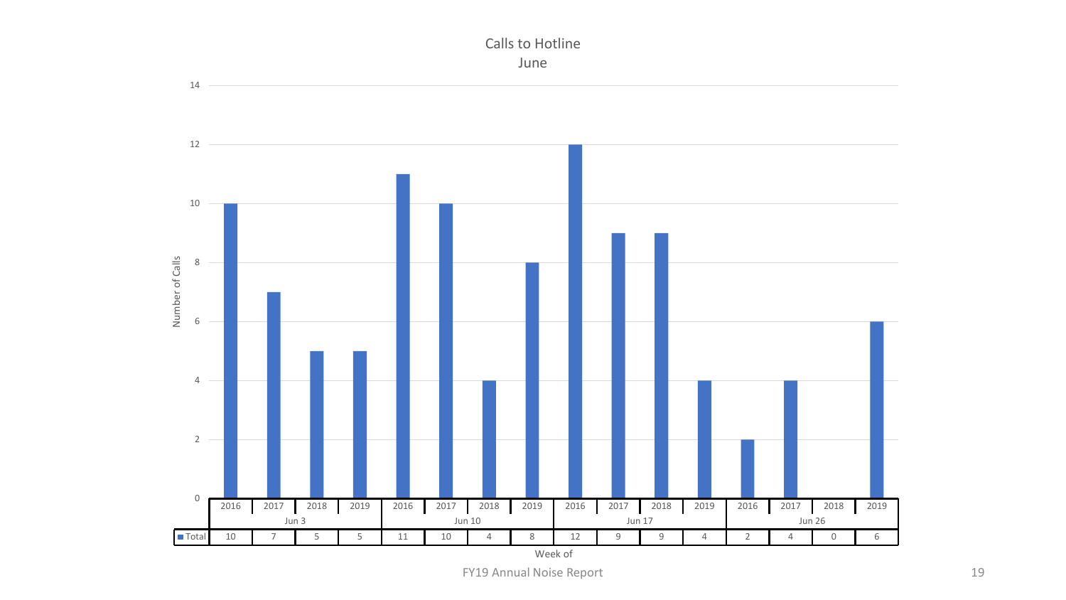Calls to Hotline
June

Number of Calls

14
12
10
8
6
4
2
0

2016 2017 2018 2019 2016 2017 2018 2019 2016 2017 2018 2019 2016 2017 2018 2019

Jun 3 Jun 10 Jun 17 Jun 26

Total 10 7 5 5 11 10 4 8 12 9 9 4 2 4 0 6

Week of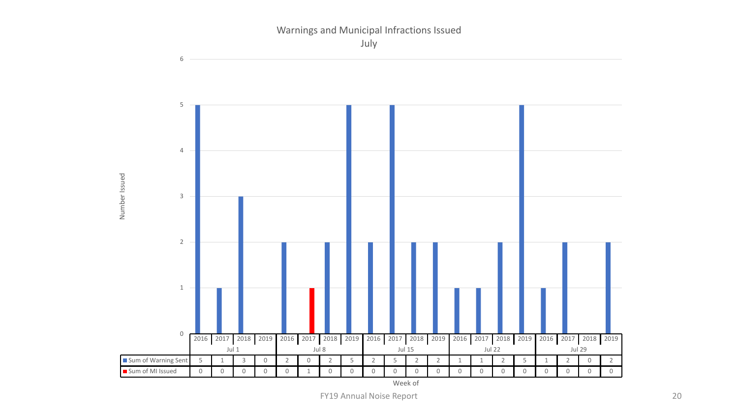Warnings and Municipal Infractions Issued

July

Number Issued

6

5

4

3

2

1

0

Week of

Jul 1: 2016, 2017, 2018, 2019

Jul 8: 2016, 2017, 2018, 2019

Jul 15: 2016, 2017, 2018, 2019

Jul 22: 2016, 2017, 2018, 2019

Jul 29: 2016, 2017, 2018, 2019

Sum of Warning Sent: 5, 1, 3, 0, 2, 0, 2, 5, 2, 5, 2, 2, 1, 1, 2, 5, 1, 2, 0, 2

Sum of MI Issued: 0, 0, 0, 0, 0, 1, 0, 0, 0, 0, 0, 0, 0, 0, 0, 0, 0, 0, 0, 0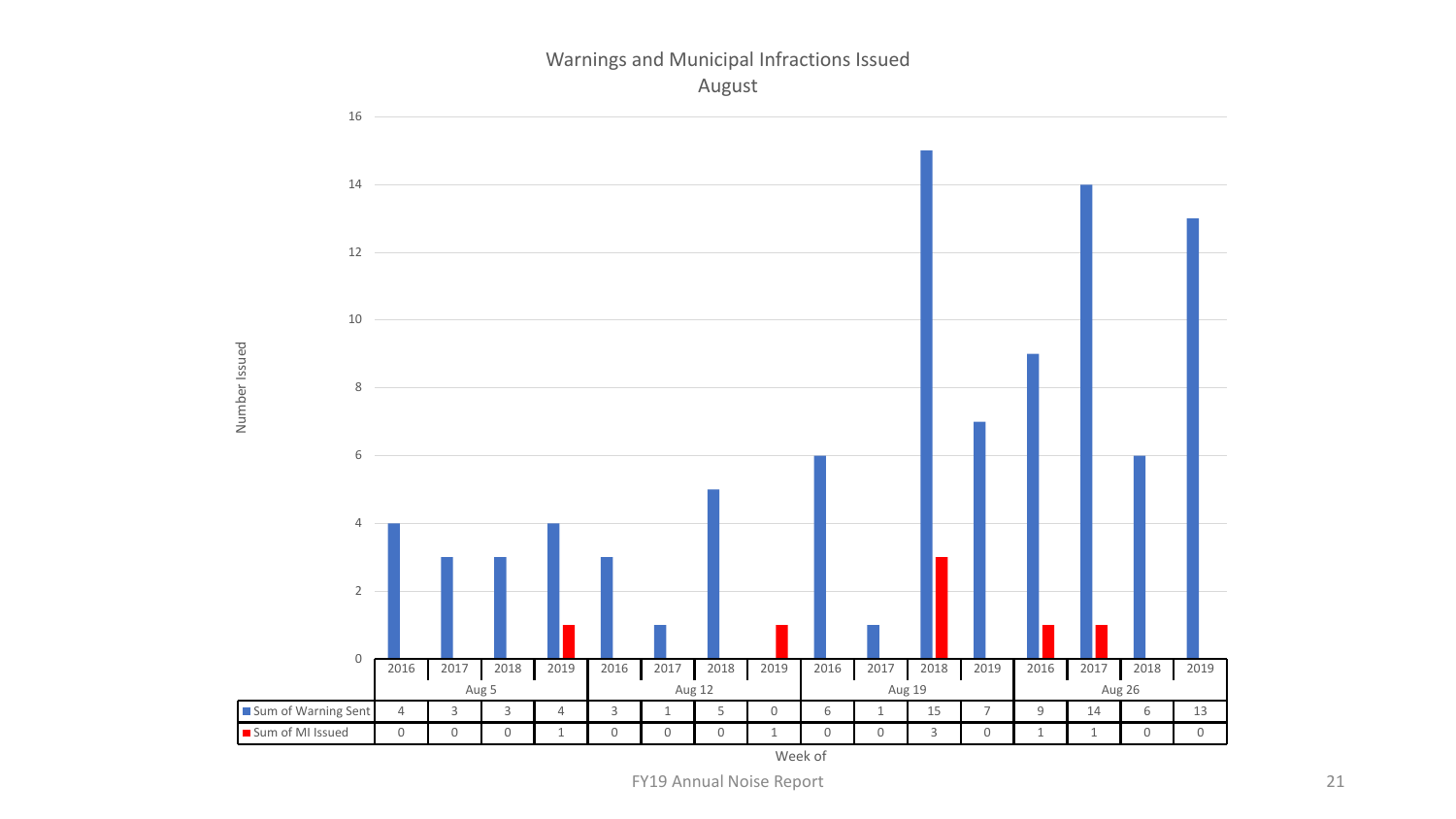Warnings and Municipal Infractions Issued

August

Number Issued

0
2
4
6
8
10
12
14
16

Week of

Aug 5: 2016 2017 2018 2019

Aug 12: 2016 2017 2018 2019

Aug 19: 2016 2017 2018 2019

Aug 26: 2016 2017 2018 2019

Sum of Warning Sent: 4 3 3 4 3 1 5 0 6 1 15 7 9 14 6 13

Sum of MI Issued: 0 0 0 1 0 0 0 1 0 0 3 0 1 1 0 0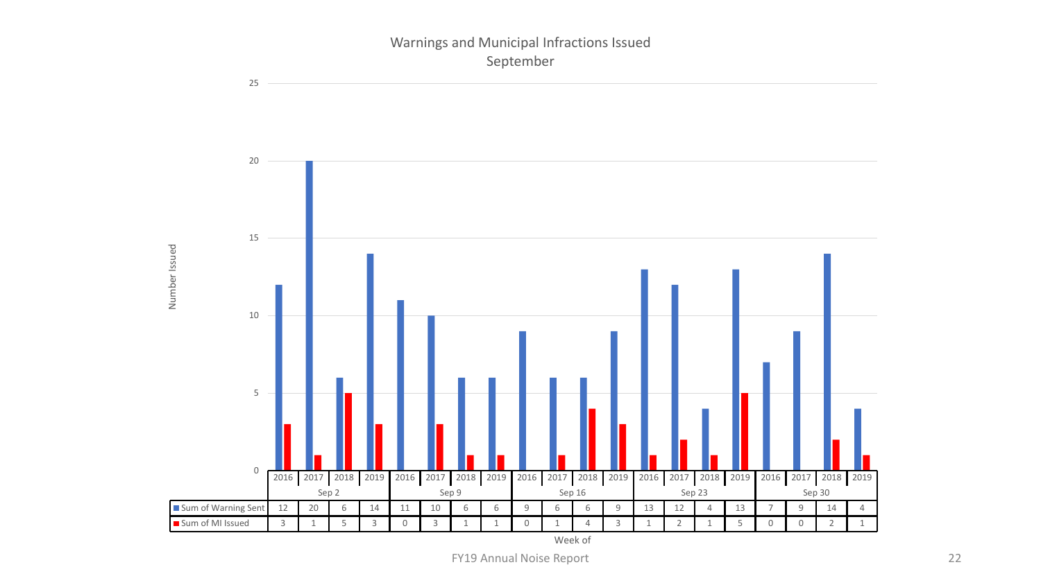Warnings and Municipal Infractions Issued
September

Number Issued

25
20
15
10
5
0

2016 2017 2018 2019 2016 2017 2018 2019 2016 2017 2018 2019 2016 2017 2018 2019 2016 2017 2018 2019

Sep 2 Sep 9 Sep 16 Sep 23 Sep 30

Sum of Warning Sent 12 20 6 14 11 10 6 6 9 6 6 9 13 12 4 13 7 9 14 4

Sum of MI Issued 3 1 5 3 0 3 1 1 0 1 4 3 1 2 1 5 0 0 2 1

Week of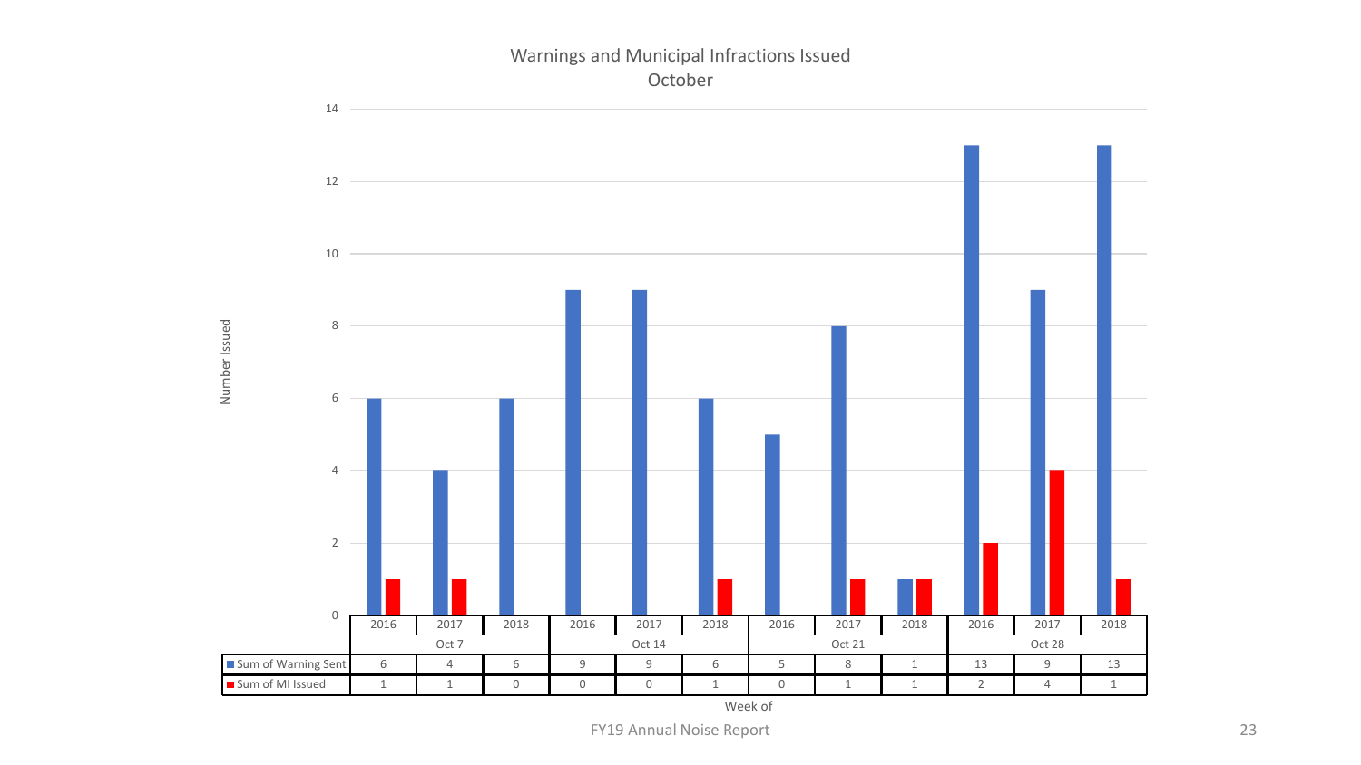Warnings and Municipal Infractions Issued
October

Number Issued

14
12
10
8
6
4
2
0

| | Oct 7 | | | Oct 14 | | | Oct 21 | | | Oct 28 | | |
|---|---|---|---|---|---|---|---|---|---|---|---|---|
| | 2016 | 2017 | 2018 | 2016 | 2017 | 2018 | 2016 | 2017 | 2018 | 2016 | 2017 | 2018 |
| Sum of Warning Sent | 6 | 4 | 6 | 9 | 9 | 6 | 5 | 8 | 1 | 13 | 9 | 13 |
| Sum of MI Issued | 1 | 1 | 0 | 0 | 0 | 1 | 0 | 1 | 1 | 2 | 4 | 1 |

Week of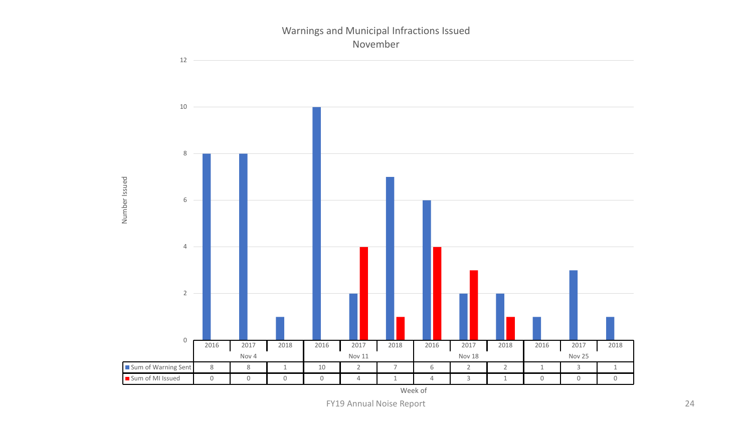Warnings and Municipal Infractions Issued
November

Number Issued

12
10
8
6
4
2
0

2016 2017 2018 2016 2017 2018 2016 2017 2018 2016 2017 2018

Nov 4 Nov 11 Nov 18 Nov 25

Sum of Warning Sent 8 8 1 10 2 7 6 2 2 1 3 1

Sum of MI Issued 0 0 0 0 4 1 4 3 1 0 0 0

Week of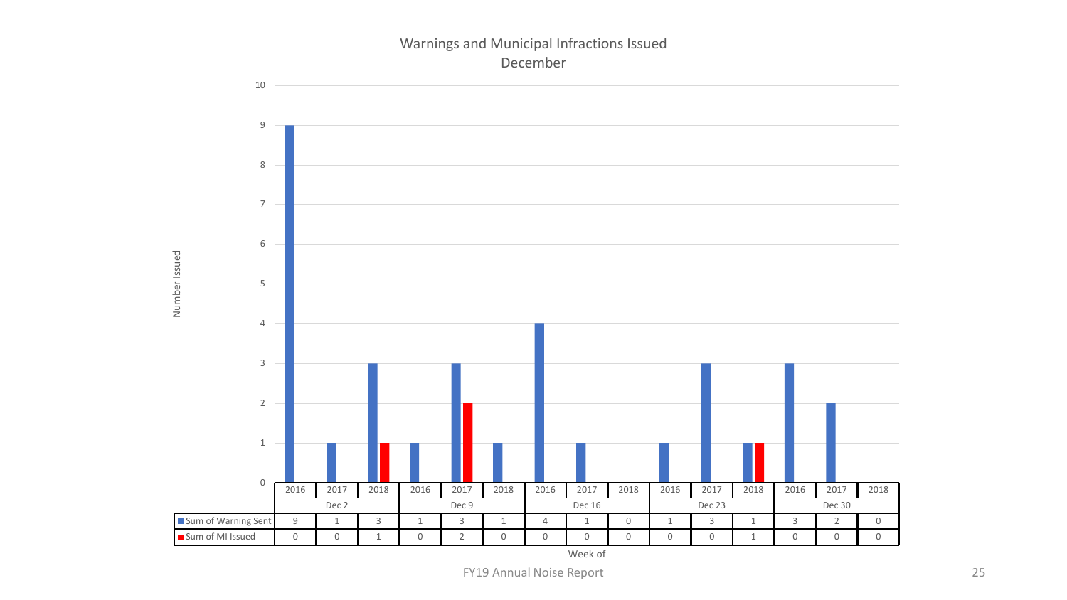Warnings and Municipal Infractions Issued
December

10
9
8
7
6
5
4
3
2
1
0

Number Issued

2016 2017 2018 2016 2017 2018 2016 2017 2018 2016 2017 2018 2016 2017 2018

Dec 2 Dec 9 Dec 16 Dec 23 Dec 30

Sum of Warning Sent 9 1 3 1 3 1 4 1 0 1 3 1 3 2 0

Sum of MI Issued 0 0 1 0 2 0 0 0 0 0 0 1 0 0 0

Week of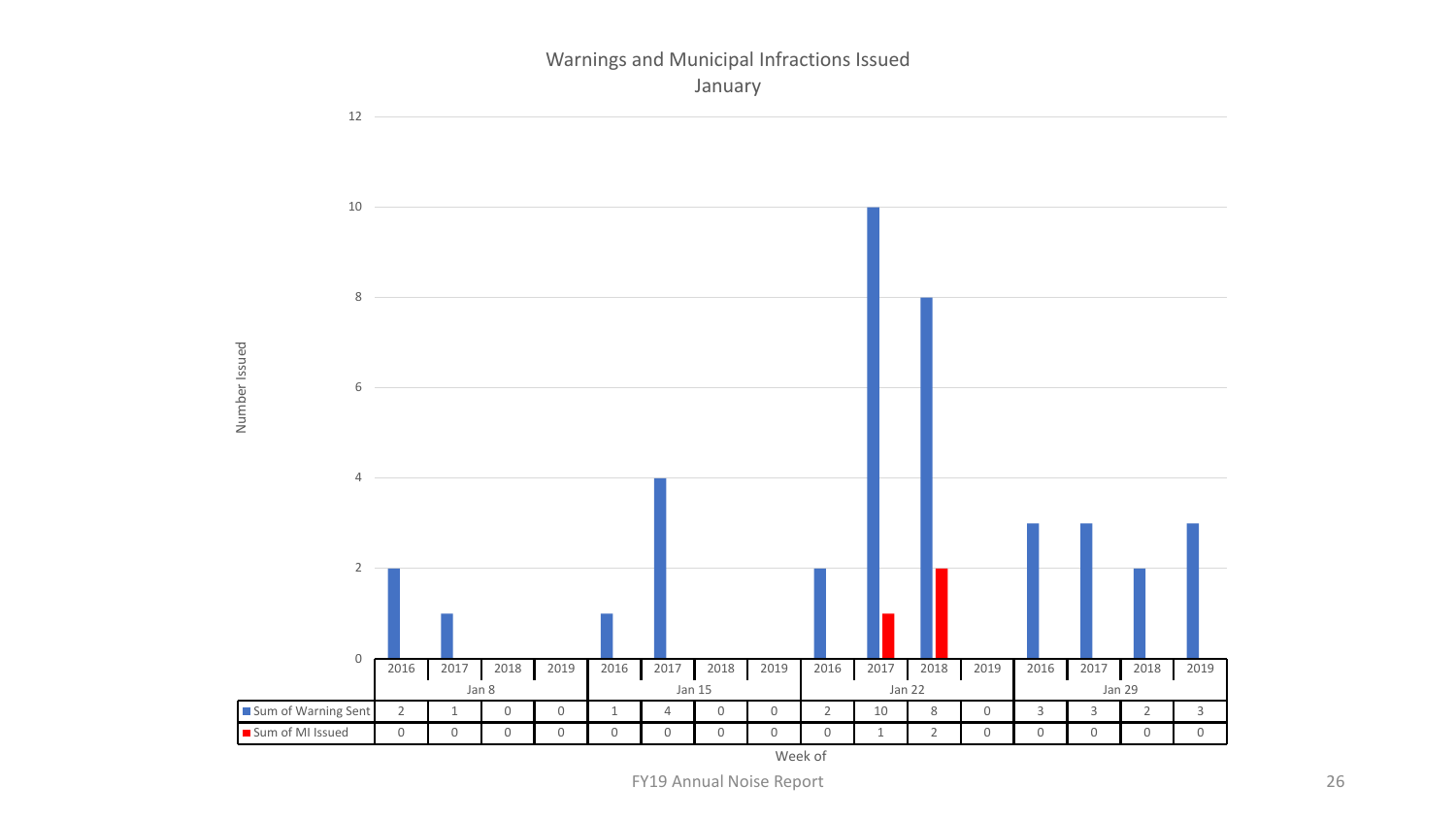## Warnings and Municipal Infractions Issued

January

| Week of | Jan 8 | | | | Jan 15 | | | | Jan 22 | | | | Jan 29 | | | |
|---|---|---|---|---|---|---|---|---|---|---|---|---|---|---|---|---|
| | 2016 | 2017 | 2018 | 2019 | 2016 | 2017 | 2018 | 2019 | 2016 | 2017 | 2018 | 2019 | 2016 | 2017 | 2018 | 2019 |
| Sum of Warning Sent | 2 | 1 | 0 | 0 | 1 | 4 | 0 | 0 | 2 | 10 | 8 | 0 | 3 | 3 | 2 | 3 |
| Sum of MI Issued | 0 | 0 | 0 | 0 | 0 | 0 | 0 | 0 | 0 | 1 | 2 | 0 | 0 | 0 | 0 | 0 |

Number Issued

Week of

FY19 Annual Noise Report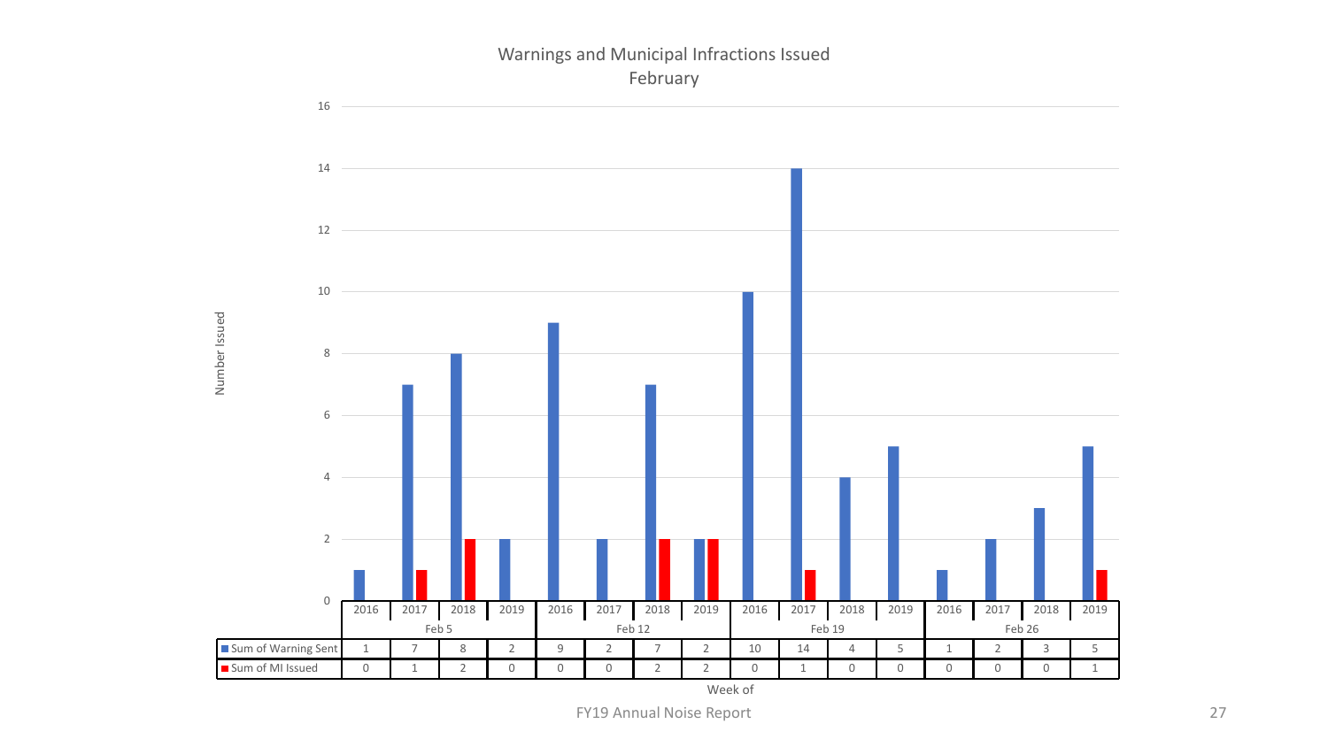Warnings and Municipal Infractions Issued
February

Number Issued

16
14
12
10
8
6
4
2
0

2016 2017 2018 2019 2016 2017 2018 2019 2016 2017 2018 2019 2016 2017 2018 2019

Feb 5 Feb 12 Feb 19 Feb 26

Sum of Warning Sent 1 7 8 2 9 2 7 2 10 14 4 5 1 2 3 5

Sum of MI Issued 0 1 2 0 0 0 2 2 0 1 0 0 0 0 0 1

Week of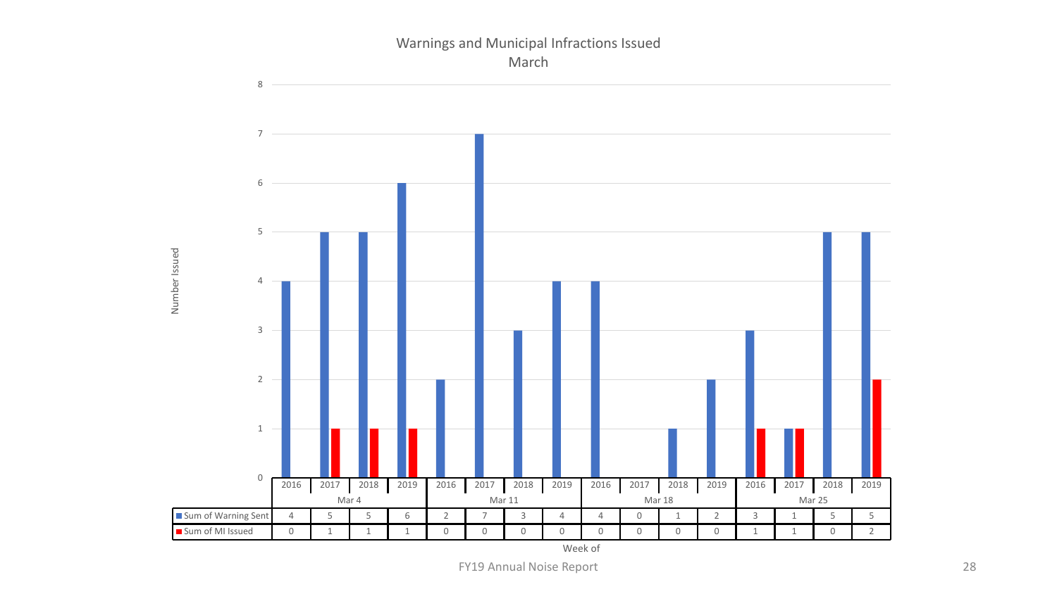Warnings and Municipal Infractions Issued
March

Number Issued

8
7
6
5
4
3
2
1
0

2016 2017 2018 2019 2016 2017 2018 2019 2016 2017 2018 2019 2016 2017 2018 2019

Mar 4 Mar 11 Mar 18 Mar 25

Sum of Warning Sent 4 5 5 6 2 7 3 4 4 0 1 2 3 1 5 5

Sum of MI Issued 0 1 1 1 0 0 0 0 0 0 0 0 1 1 0 2

Week of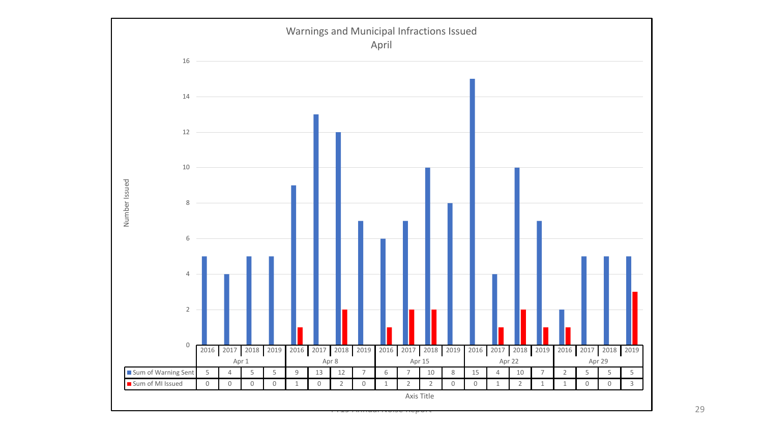Warnings and Municipal Infractions Issued
April

Number Issued

16
14
12
10
8
6
4
2
0

| | Apr 1 | | | | Apr 8 | | | | Apr 15 | | | | Apr 22 | | | | Apr 29 | | | |
|---|---|---|---|---|---|---|---|---|---|---|---|---|---|---|---|---|---|---|---|---|
| | 2016 | 2017 | 2018 | 2019 | 2016 | 2017 | 2018 | 2019 | 2016 | 2017 | 2018 | 2019 | 2016 | 2017 | 2018 | 2019 | 2016 | 2017 | 2018 | 2019 |
| Sum of Warning Sent | 5 | 4 | 5 | 5 | 9 | 13 | 12 | 7 | 6 | 7 | 10 | 8 | 15 | 4 | 10 | 7 | 2 | 5 | 5 | 5 |
| Sum of MI Issued | 0 | 0 | 0 | 0 | 1 | 0 | 2 | 0 | 1 | 2 | 2 | 0 | 0 | 1 | 2 | 1 | 1 | 0 | 0 | 3 |

Axis Title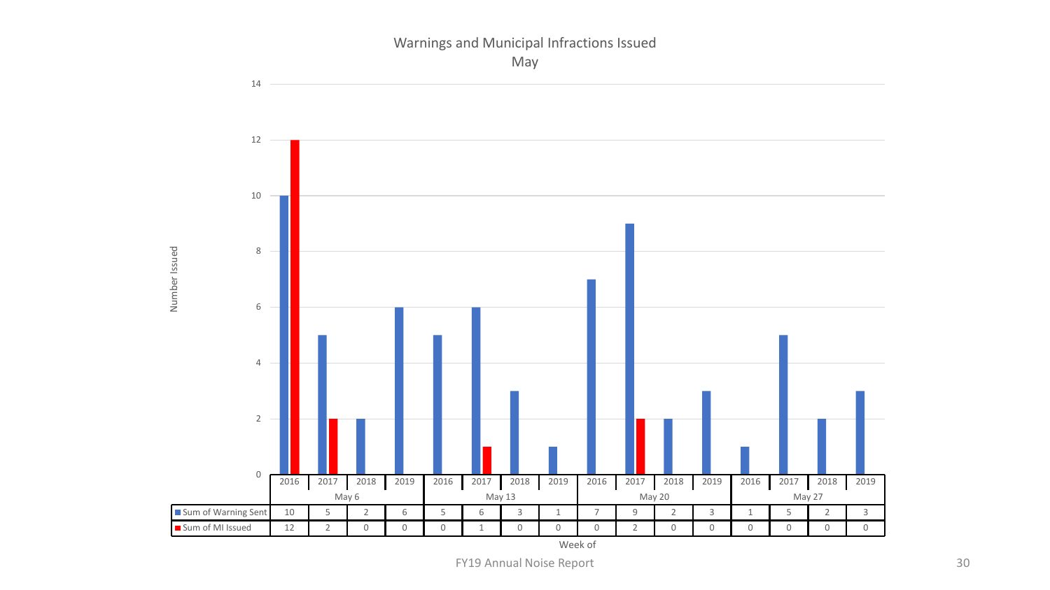Warnings and Municipal Infractions Issued
May

Number Issued

14
12
10
8
6
4
2
0

2016 2017 2018 2019 2016 2017 2018 2019 2016 2017 2018 2019 2016 2017 2018 2019

May 6 May 13 May 20 May 27

Sum of Warning Sent 10 5 2 6 5 6 3 1 7 9 2 3 1 5 2 3

Sum of MI Issued 12 2 0 0 0 1 0 0 0 2 0 0 0 0 0 0

Week of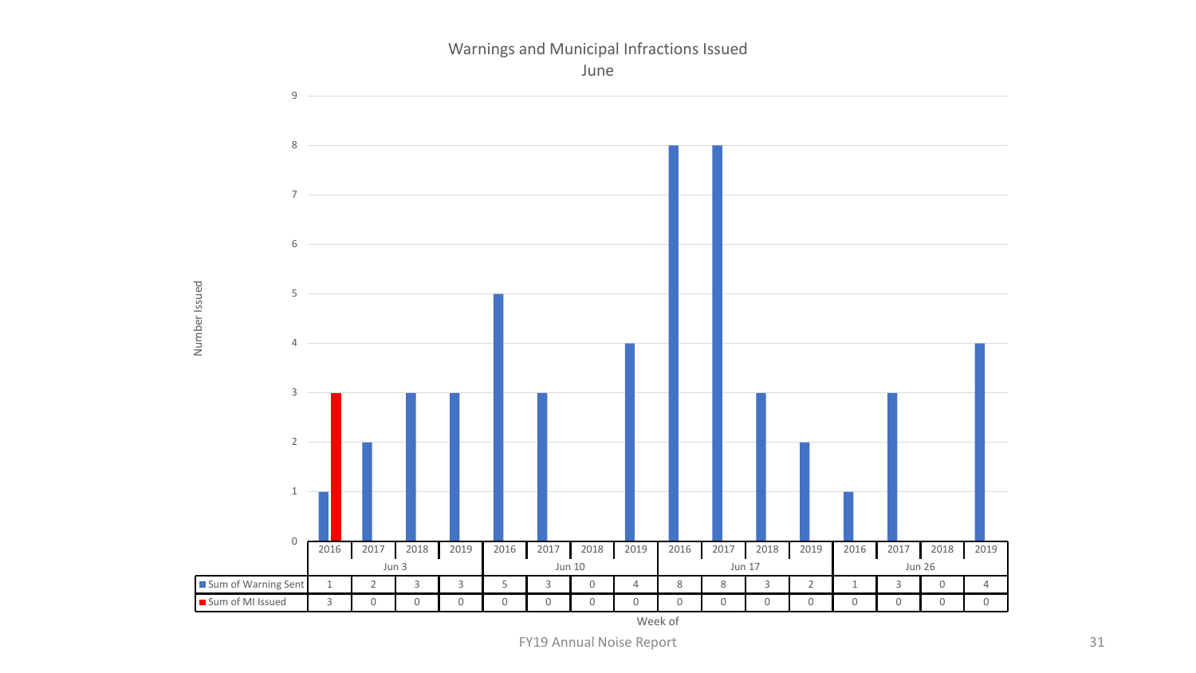Warnings and Municipal Infractions Issued

June

Number Issued

9
8
7
6
5
4
3
2
1
0

2016 2017 2018 2019 2016 2017 2018 2019 2016 2017 2018 2019 2016 2017 2018 2019

Jun 3 Jun 10 Jun 17 Jun 26

Sum of Warning Sent 1 2 3 3 5 3 0 4 8 8 3 2 1 3 0 4

Sum of MI Issued 3 0 0 0 0 0 0 0 0 0 0 0 0 0 0 0

Week of